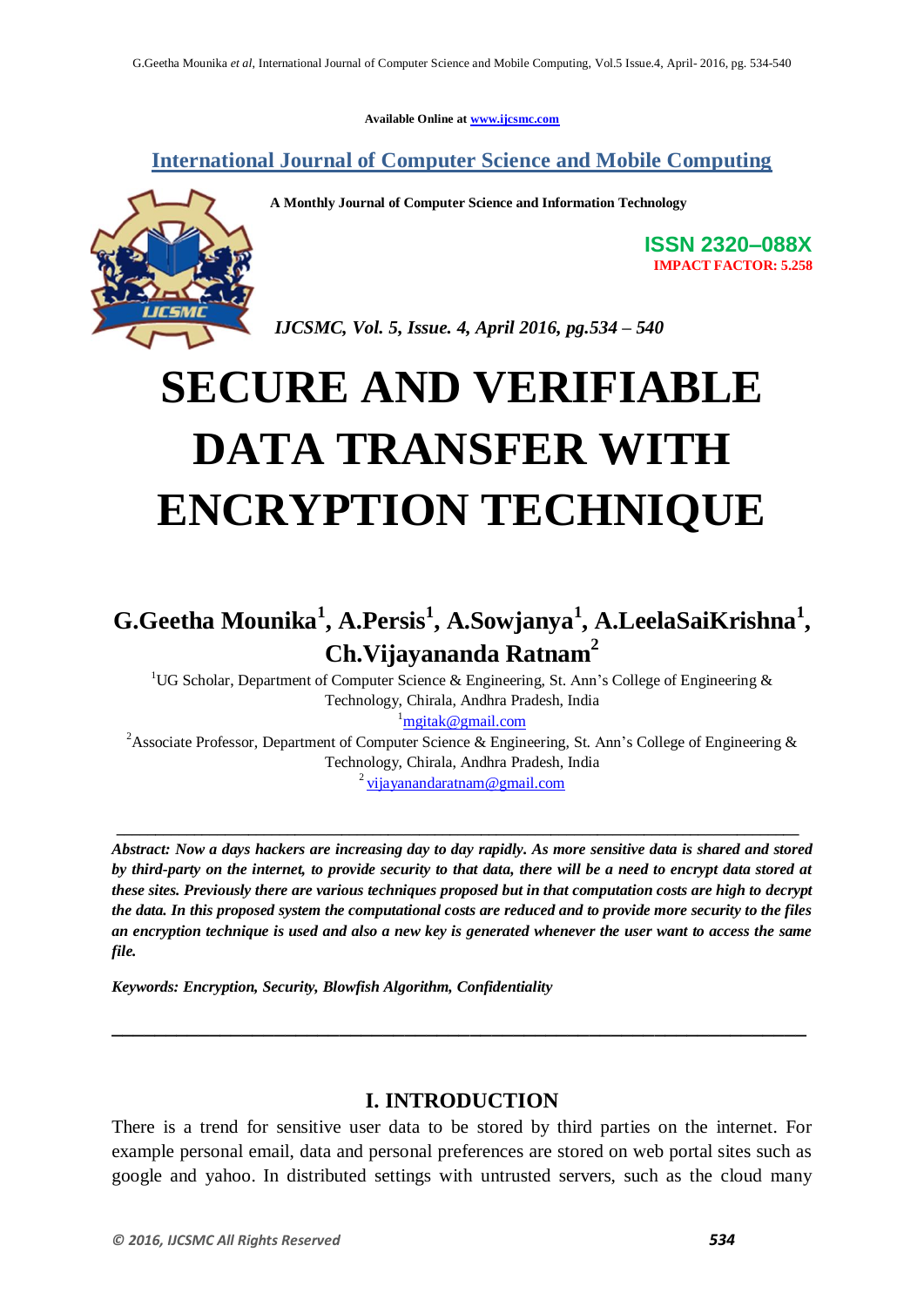Available Online at www.ijcsmc.com

## International Journal of Computer Science and Mobile Computing

A Monthly Journal of Computer Science and Information Technology

**ISSN 2320–088X**
**IMPACT FACTOR: 5.258**

*IJCSMC, Vol. 5, Issue. 4, April 2016, pg.534 – 540*

# SECURE AND VERIFIABLE DATA TRANSFER WITH ENCRYPTION TECHNIQUE

**G.Geetha Mounika[1], A.Persis[1], A.Sowjanya[1], A.LeelaSaiKrishna[1], Ch.Vijayananda Ratnam[2]**

[1]UG Scholar, Department of Computer Science & Engineering, St. Ann's College of Engineering & Technology, Chirala, Andhra Pradesh, India
[1]mgitak@gmail.com

[2]Associate Professor, Department of Computer Science & Engineering, St. Ann's College of Engineering & Technology, Chirala, Andhra Pradesh, India
[2] vijayanandaratnam@gmail.com

---

***Abstract:** Now a days hackers are increasing day to day rapidly. As more sensitive data is shared and stored by third-party on the internet, to provide security to that data, there will be a need to encrypt data stored at these sites. Previously there are various techniques proposed but in that computation costs are high to decrypt the data. In this proposed system the computational costs are reduced and to provide more security to the files an encryption technique is used and also a new key is generated whenever the user want to access the same file.*

***Keywords:** Encryption, Security, Blowfish Algorithm, Confidentiality*

---

## I. INTRODUCTION

There is a trend for sensitive user data to be stored by third parties on the internet. For example personal email, data and personal preferences are stored on web portal sites such as google and yahoo. In distributed settings with untrusted servers, such as the cloud many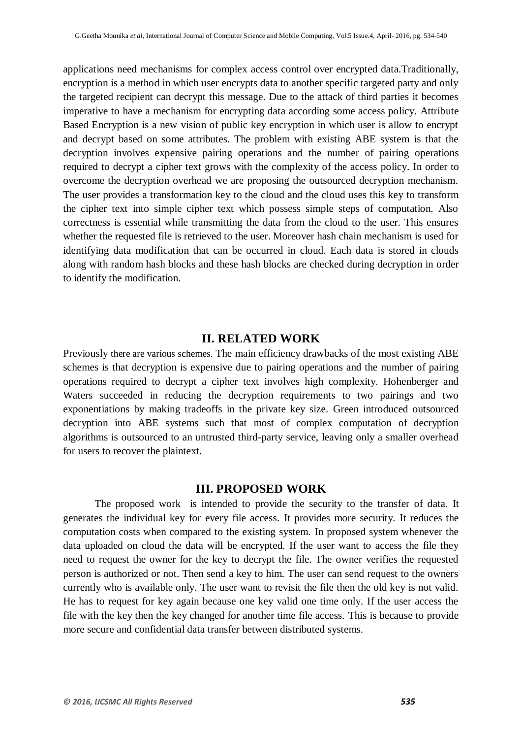applications need mechanisms for complex access control over encrypted data.Traditionally, encryption is a method in which user encrypts data to another specific targeted party and only the targeted recipient can decrypt this message. Due to the attack of third parties it becomes imperative to have a mechanism for encrypting data according some access policy. Attribute Based Encryption is a new vision of public key encryption in which user is allow to encrypt and decrypt based on some attributes. The problem with existing ABE system is that the decryption involves expensive pairing operations and the number of pairing operations required to decrypt a cipher text grows with the complexity of the access policy. In order to overcome the decryption overhead we are proposing the outsourced decryption mechanism. The user provides a transformation key to the cloud and the cloud uses this key to transform the cipher text into simple cipher text which possess simple steps of computation. Also correctness is essential while transmitting the data from the cloud to the user. This ensures whether the requested file is retrieved to the user. Moreover hash chain mechanism is used for identifying data modification that can be occurred in cloud. Each data is stored in clouds along with random hash blocks and these hash blocks are checked during decryption in order to identify the modification.

## II. RELATED WORK

Previously there are various schemes. The main efficiency drawbacks of the most existing ABE schemes is that decryption is expensive due to pairing operations and the number of pairing operations required to decrypt a cipher text involves high complexity. Hohenberger and Waters succeeded in reducing the decryption requirements to two pairings and two exponentiations by making tradeoffs in the private key size. Green introduced outsourced decryption into ABE systems such that most of complex computation of decryption algorithms is outsourced to an untrusted third-party service, leaving only a smaller overhead for users to recover the plaintext.

## III. PROPOSED WORK

The proposed work is intended to provide the security to the transfer of data. It generates the individual key for every file access. It provides more security. It reduces the computation costs when compared to the existing system. In proposed system whenever the data uploaded on cloud the data will be encrypted. If the user want to access the file they need to request the owner for the key to decrypt the file. The owner verifies the requested person is authorized or not. Then send a key to him. The user can send request to the owners currently who is available only. The user want to revisit the file then the old key is not valid. He has to request for key again because one key valid one time only. If the user access the file with the key then the key changed for another time file access. This is because to provide more secure and confidential data transfer between distributed systems.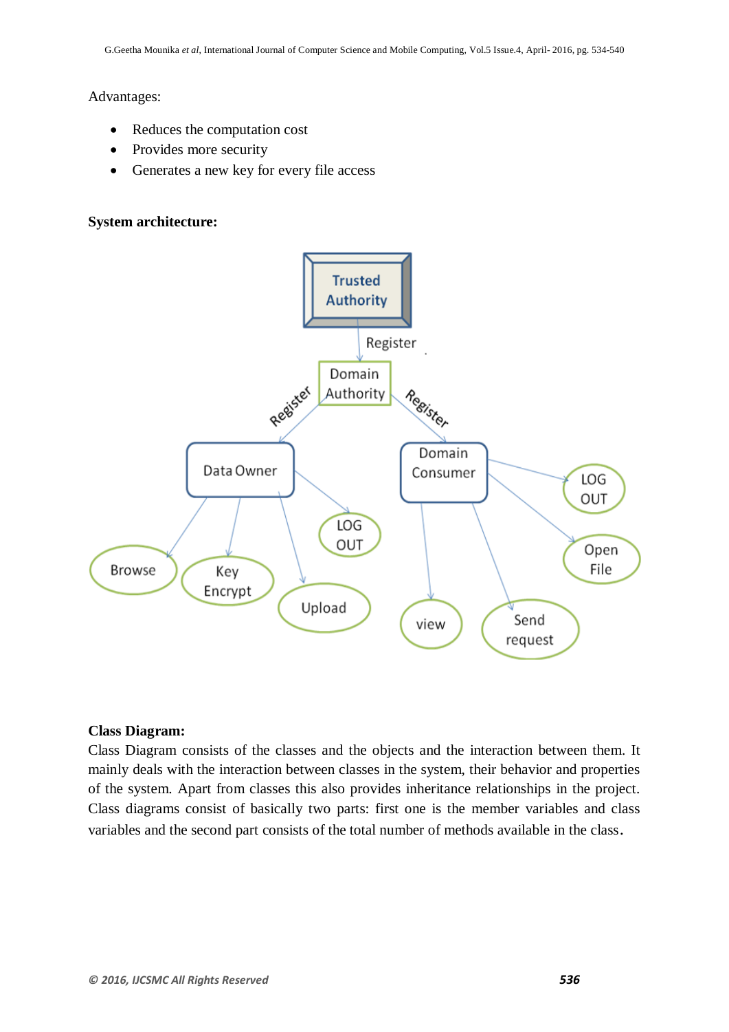Advantages:

- Reduces the computation cost
- Provides more security
- Generates a new key for every file access

**System architecture:**

**Class Diagram:**

Class Diagram consists of the classes and the objects and the interaction between them. It mainly deals with the interaction between classes in the system, their behavior and properties of the system. Apart from classes this also provides inheritance relationships in the project. Class diagrams consist of basically two parts: first one is the member variables and class variables and the second part consists of the total number of methods available in the class.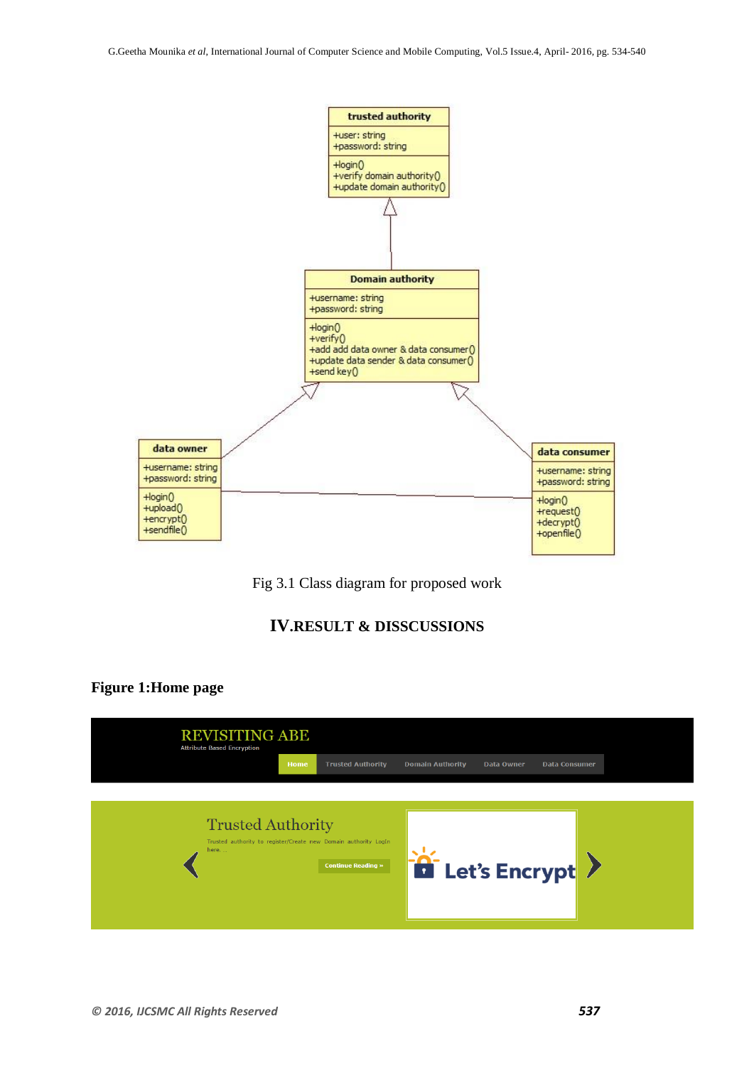Fig 3.1 Class diagram for proposed work

## IV.RESULT & DISSCUSSIONS

**Figure 1:Home page**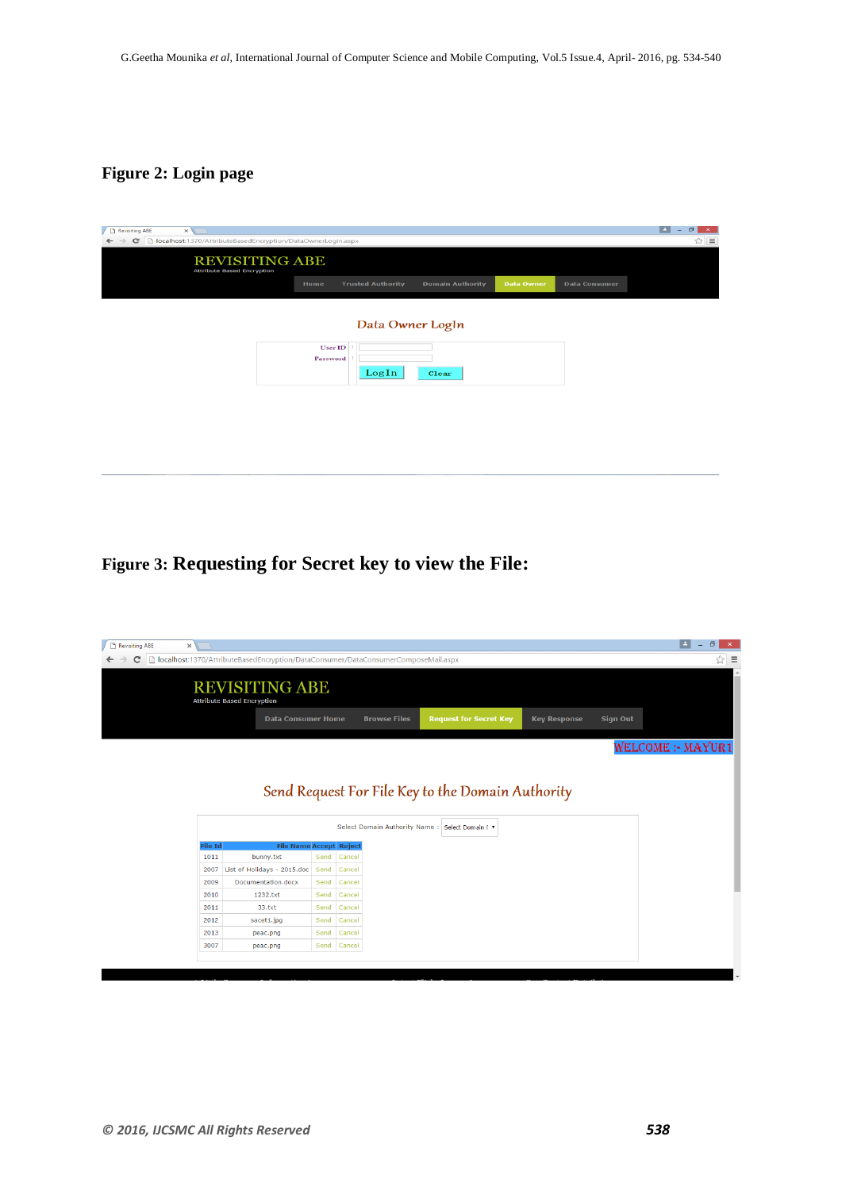**Figure 2: Login page**

**Figure 3: Requesting for Secret key to view the File:**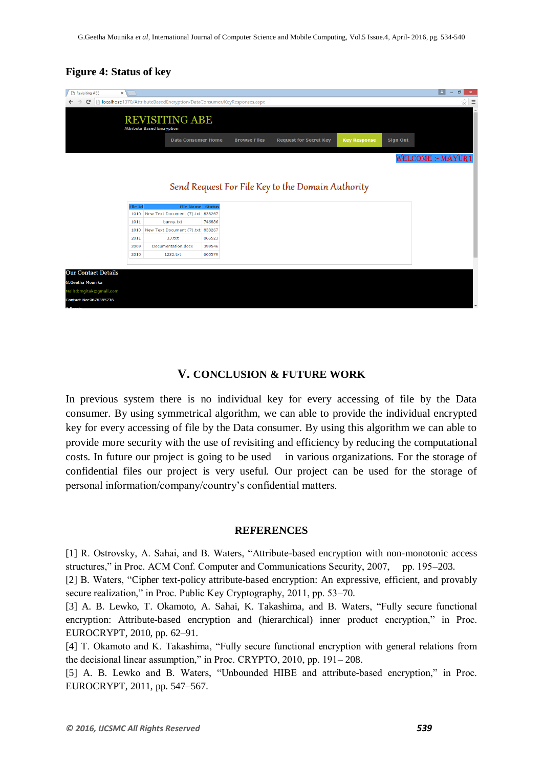**Figure 4: Status of key**

## V. CONCLUSION & FUTURE WORK

In previous system there is no individual key for every accessing of file by the Data consumer. By using symmetrical algorithm, we can able to provide the individual encrypted key for every accessing of file by the Data consumer. By using this algorithm we can able to provide more security with the use of revisiting and efficiency by reducing the computational costs. In future our project is going to be used in various organizations. For the storage of confidential files our project is very useful. Our project can be used for the storage of personal information/company/country's confidential matters.

## REFERENCES

[1] R. Ostrovsky, A. Sahai, and B. Waters, "Attribute-based encryption with non-monotonic access structures," in Proc. ACM Conf. Computer and Communications Security, 2007, pp. 195–203.

[2] B. Waters, "Cipher text-policy attribute-based encryption: An expressive, efficient, and provably secure realization," in Proc. Public Key Cryptography, 2011, pp. 53–70.

[3] A. B. Lewko, T. Okamoto, A. Sahai, K. Takashima, and B. Waters, "Fully secure functional encryption: Attribute-based encryption and (hierarchical) inner product encryption," in Proc. EUROCRYPT, 2010, pp. 62–91.

[4] T. Okamoto and K. Takashima, "Fully secure functional encryption with general relations from the decisional linear assumption," in Proc. CRYPTO, 2010, pp. 191– 208.

[5] A. B. Lewko and B. Waters, "Unbounded HIBE and attribute-based encryption," in Proc. EUROCRYPT, 2011, pp. 547–567.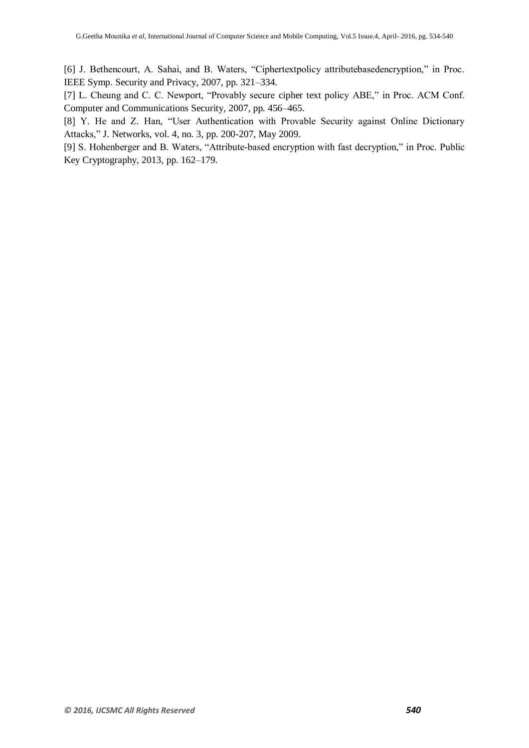[6] J. Bethencourt, A. Sahai, and B. Waters, "Ciphertextpolicy attributebasedencryption," in Proc. IEEE Symp. Security and Privacy, 2007, pp. 321–334.

[7] L. Cheung and C. C. Newport, "Provably secure cipher text policy ABE," in Proc. ACM Conf. Computer and Communications Security, 2007, pp. 456–465.

[8] Y. He and Z. Han, "User Authentication with Provable Security against Online Dictionary Attacks," J. Networks, vol. 4, no. 3, pp. 200-207, May 2009.

[9] S. Hohenberger and B. Waters, "Attribute-based encryption with fast decryption," in Proc. Public Key Cryptography, 2013, pp. 162–179.